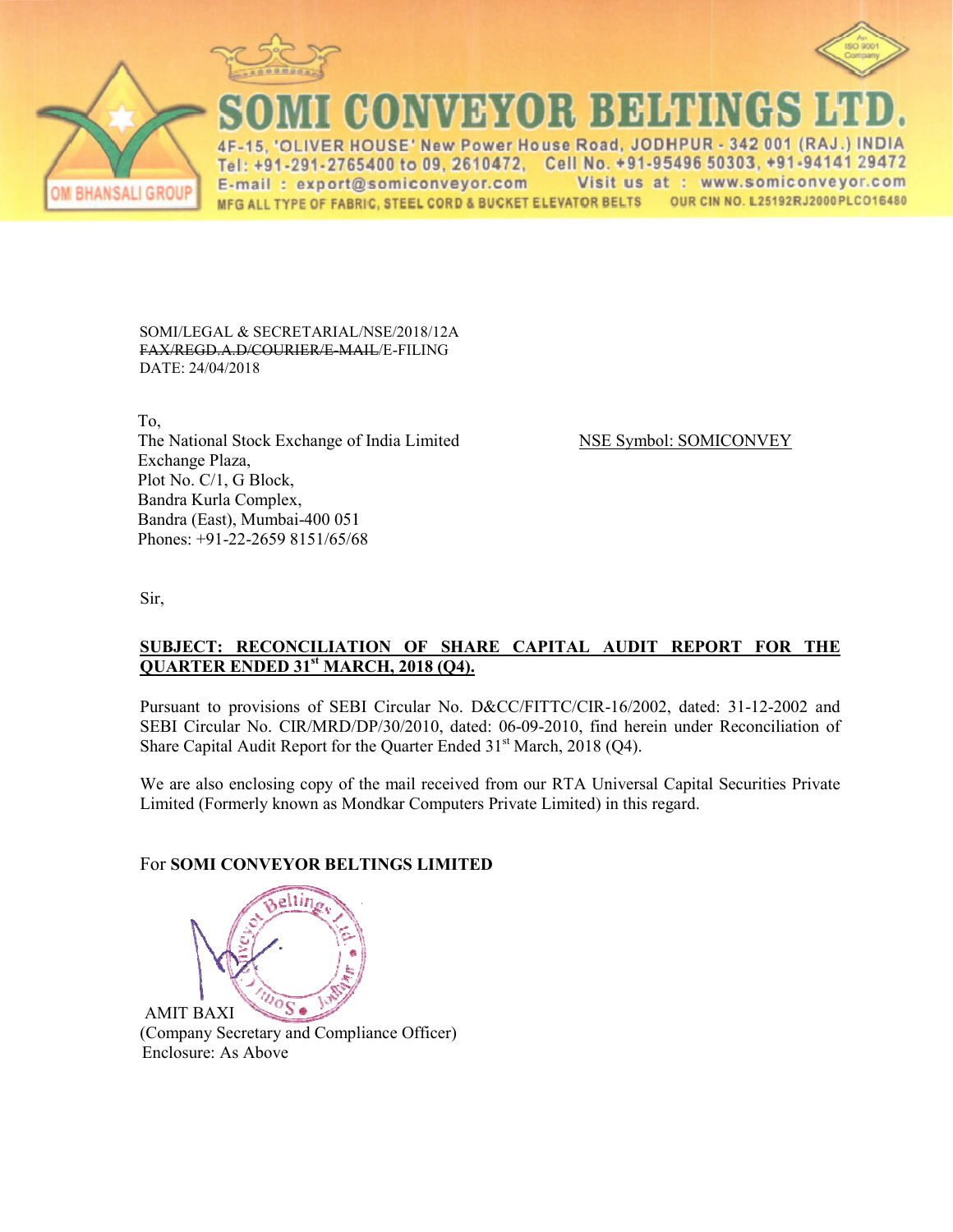# SOMI CONVEYOR BELTINGS LTD.

4F-15, 'OLIVER HOUSE' New Power House Road, JODHPUR - 342 001 (RAJ.) INDIA
Tel: +91-291-2765400 to 09, 2610472, Cell No. +91-95496 50303, +91-94141 29472
E-mail : export@somiconveyor.com Visit us at : www.somiconveyor.com
MFG ALL TYPE OF FABRIC, STEEL CORD & BUCKET ELEVATOR BELTS OUR CIN NO. L25192RJ2000PLCO16480

OM BHANSALI GROUP

SOMI/LEGAL & SECRETARIAL/NSE/2018/12A
~~FAX/REGD.A.D/COURIER/E-MAIL~~/E-FILING
DATE: 24/04/2018

To,
The National Stock Exchange of India Limited
Exchange Plaza,
Plot No. C/1, G Block,
Bandra Kurla Complex,
Bandra (East), Mumbai-400 051
Phones: +91-22-2659 8151/65/68

NSE Symbol: SOMICONVEY

Sir,

**SUBJECT: RECONCILIATION OF SHARE CAPITAL AUDIT REPORT FOR THE QUARTER ENDED 31st MARCH, 2018 (Q4).**

Pursuant to provisions of SEBI Circular No. D&CC/FITTC/CIR-16/2002, dated: 31-12-2002 and SEBI Circular No. CIR/MRD/DP/30/2010, dated: 06-09-2010, find herein under Reconciliation of Share Capital Audit Report for the Quarter Ended 31st March, 2018 (Q4).

We are also enclosing copy of the mail received from our RTA Universal Capital Securities Private Limited (Formerly known as Mondkar Computers Private Limited) in this regard.

For **SOMI CONVEYOR BELTINGS LIMITED**

AMIT BAXI
(Company Secretary and Compliance Officer)
Enclosure: As Above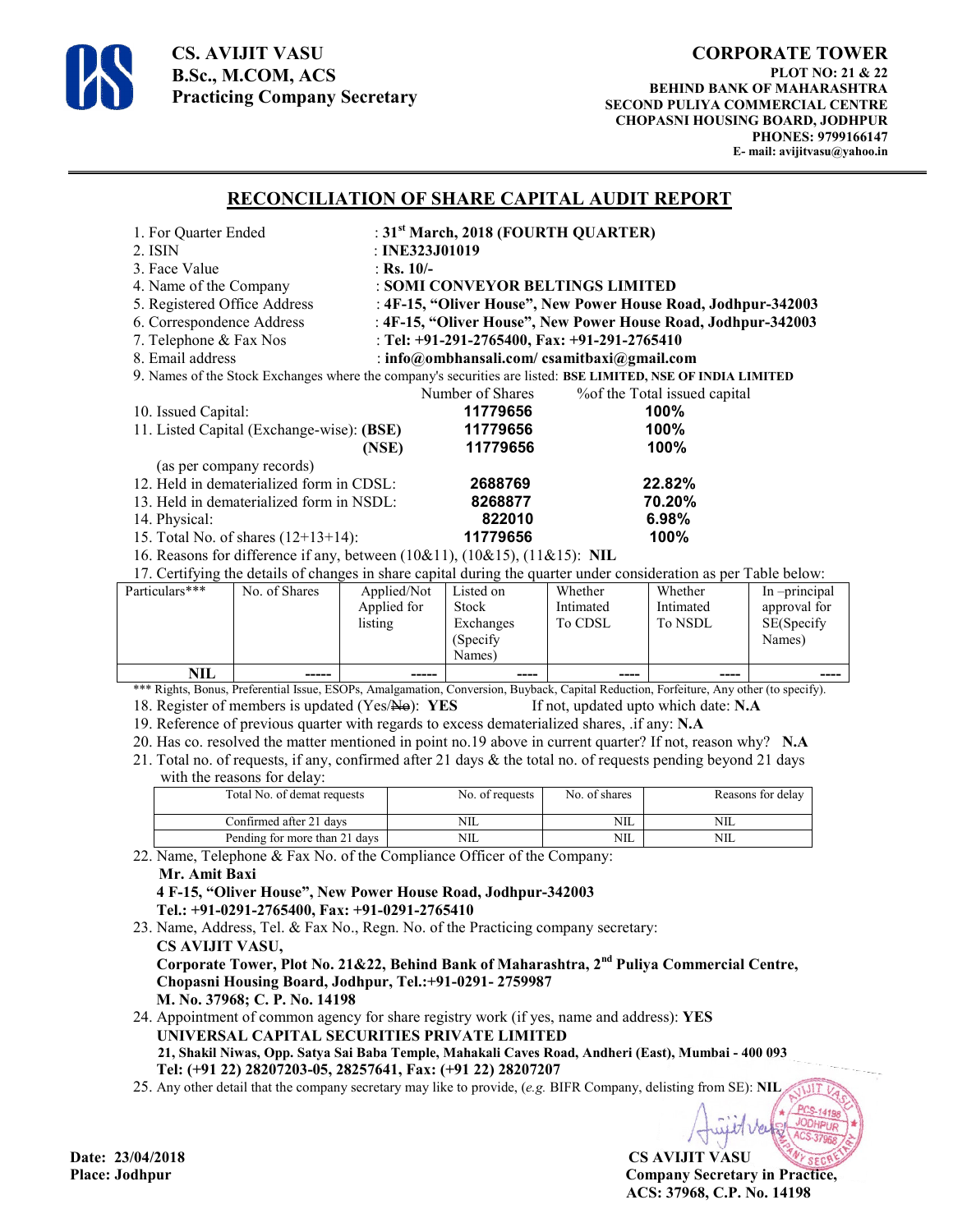**CS. AVIJIT VASU**
**B.Sc., M.COM, ACS**
**Practicing Company Secretary**

**CORPORATE TOWER**
**PLOT NO: 21 & 22**
**BEHIND BANK OF MAHARASHTRA**
**SECOND PULIYA COMMERCIAL CENTRE**
**CHOPASNI HOUSING BOARD, JODHPUR**
**PHONES: 9799166147**
**E- mail: avijitvasu@yahoo.in**

---

## RECONCILIATION OF SHARE CAPITAL AUDIT REPORT

1. For Quarter Ended : **31st March, 2018 (FOURTH QUARTER)**
2. ISIN : **INE323J01019**
3. Face Value : **Rs. 10/-**
4. Name of the Company : **SOMI CONVEYOR BELTINGS LIMITED**
5. Registered Office Address : **4F-15, "Oliver House", New Power House Road, Jodhpur-342003**
6. Correspondence Address : **4F-15, "Oliver House", New Power House Road, Jodhpur-342003**
7. Telephone & Fax Nos : **Tel: +91-291-2765400, Fax: +91-291-2765410**
8. Email address : **info@ombhansali.com/ csamitbaxi@gmail.com**
9. Names of the Stock Exchanges where the company's securities are listed: **BSE LIMITED, NSE OF INDIA LIMITED**

| | Number of Shares | %of the Total issued capital |
|---|---|---|
| 10. Issued Capital: | **11779656** | **100%** |
| 11. Listed Capital (Exchange-wise): **(BSE)** | **11779656** | **100%** |
| **(NSE)** | **11779656** | **100%** |
| (as per company records) | | |
| 12. Held in dematerialized form in CDSL: | **2688769** | **22.82%** |
| 13. Held in dematerialized form in NSDL: | **8268877** | **70.20%** |
| 14. Physical: | **822010** | **6.98%** |
| 15. Total No. of shares (12+13+14): | **11779656** | **100%** |

16. Reasons for difference if any, between (10&11), (10&15), (11&15): **NIL**
17. Certifying the details of changes in share capital during the quarter under consideration as per Table below:

| Particulars*** | No. of Shares | Applied/Not Applied for listing | Listed on Stock Exchanges (Specify Names) | Whether Intimated To CDSL | Whether Intimated To NSDL | In –principal approval for SE(Specify Names) |
|---|---|---|---|---|---|---|
| **NIL** | ----- | ----- | ---- | ---- | ---- | ---- |

*** Rights, Bonus, Preferential Issue, ESOPs, Amalgamation, Conversion, Buyback, Capital Reduction, Forfeiture, Any other (to specify).

18. Register of members is updated (Yes/~~No~~): **YES** If not, updated upto which date: **N.A**
19. Reference of previous quarter with regards to excess dematerialized shares, .if any: **N.A**
20. Has co. resolved the matter mentioned in point no.19 above in current quarter? If not, reason why? **N.A**
21. Total no. of requests, if any, confirmed after 21 days & the total no. of requests pending beyond 21 days with the reasons for delay:

| Total No. of demat requests | No. of requests | No. of shares | Reasons for delay |
|---|---|---|---|
| Confirmed after 21 days | NIL | NIL | NIL |
| Pending for more than 21 days | NIL | NIL | NIL |

22. Name, Telephone & Fax No. of the Compliance Officer of the Company:
    **Mr. Amit Baxi**
    **4 F-15, "Oliver House", New Power House Road, Jodhpur-342003**
    **Tel.: +91-0291-2765400, Fax: +91-0291-2765410**
23. Name, Address, Tel. & Fax No., Regn. No. of the Practicing company secretary:
    **CS AVIJIT VASU,**
    **Corporate Tower, Plot No. 21&22, Behind Bank of Maharashtra, 2nd Puliya Commercial Centre, Chopasni Housing Board, Jodhpur, Tel.:+91-0291- 2759987**
    **M. No. 37968; C. P. No. 14198**
24. Appointment of common agency for share registry work (if yes, name and address): **YES**
    **UNIVERSAL CAPITAL SECURITIES PRIVATE LIMITED**
    **21, Shakil Niwas, Opp. Satya Sai Baba Temple, Mahakali Caves Road, Andheri (East), Mumbai - 400 093**
    **Tel: (+91 22) 28207203-05, 28257641, Fax: (+91 22) 28207207**
25. Any other detail that the company secretary may like to provide, (*e.g.* BIFR Company, delisting from SE): **NIL**

**Date: 23/04/2018**
**Place: Jodhpur**

**CS AVIJIT VASU**
**Company Secretary in Practice,**
**ACS: 37968, C.P. No. 14198**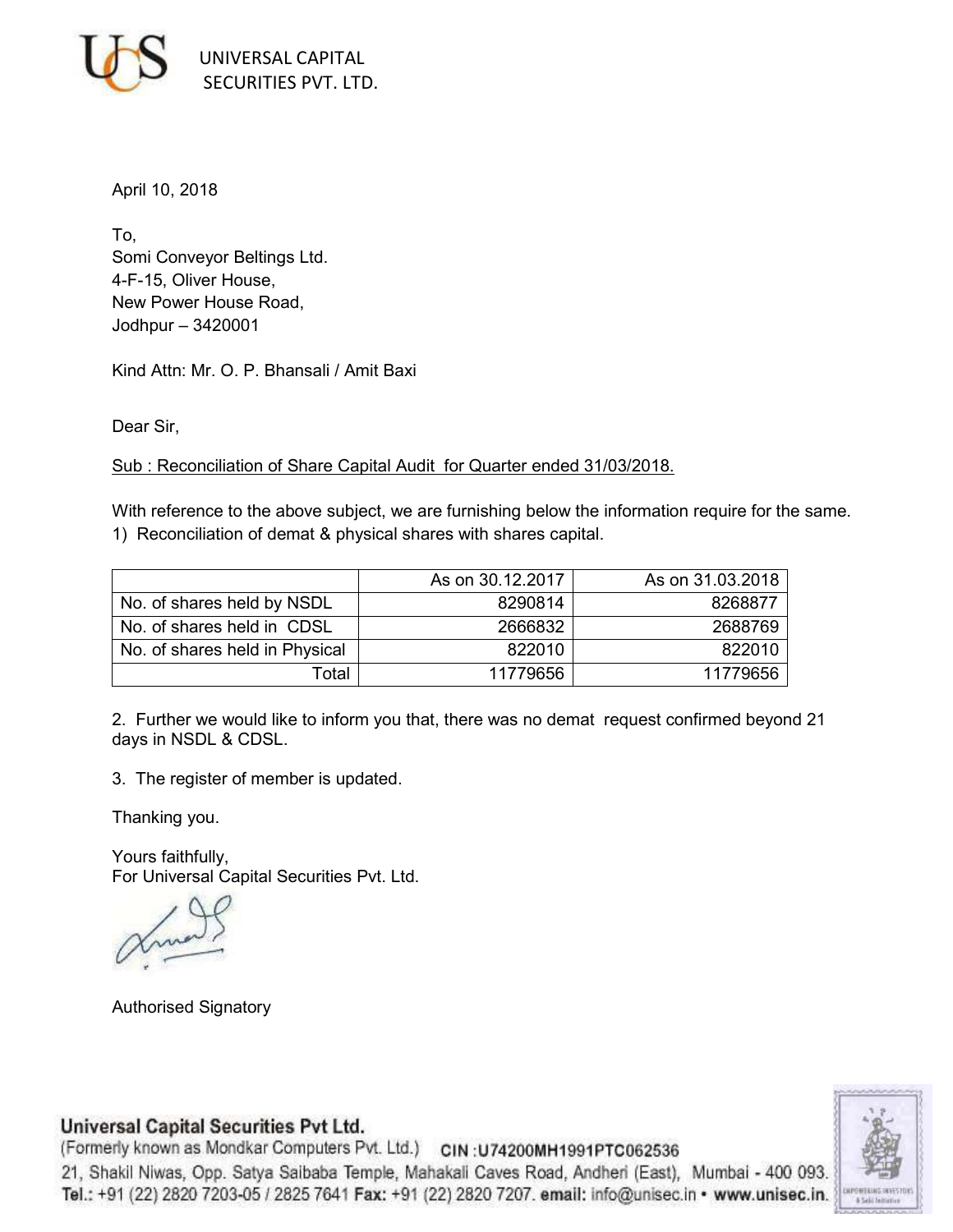UNIVERSAL CAPITAL SECURITIES PVT. LTD.

April 10, 2018

To,
Somi Conveyor Beltings Ltd.
4-F-15, Oliver House,
New Power House Road,
Jodhpur – 3420001

Kind Attn: Mr. O. P. Bhansali / Amit Baxi

Dear Sir,

Sub : Reconciliation of Share Capital Audit for Quarter ended 31/03/2018.

With reference to the above subject, we are furnishing below the information require for the same.

1) Reconciliation of demat & physical shares with shares capital.

| | As on 30.12.2017 | As on 31.03.2018 |
|---|---|---|
| No. of shares held by NSDL | 8290814 | 8268877 |
| No. of shares held in CDSL | 2666832 | 2688769 |
| No. of shares held in Physical | 822010 | 822010 |
| Total | 11779656 | 11779656 |

2. Further we would like to inform you that, there was no demat request confirmed beyond 21 days in NSDL & CDSL.

3. The register of member is updated.

Thanking you.

Yours faithfully,
For Universal Capital Securities Pvt. Ltd.

Authorised Signatory

**Universal Capital Securities Pvt Ltd.**
(Formerly known as Mondkar Computers Pvt. Ltd.) CIN :U74200MH1991PTC062536
21, Shakil Niwas, Opp. Satya Saibaba Temple, Mahakali Caves Road, Andheri (East), Mumbai - 400 093.
**Tel.:** +91 (22) 2820 7203-05 / 2825 7641 **Fax:** +91 (22) 2820 7207. **email:** info@unisec.in • **www.unisec.in.**